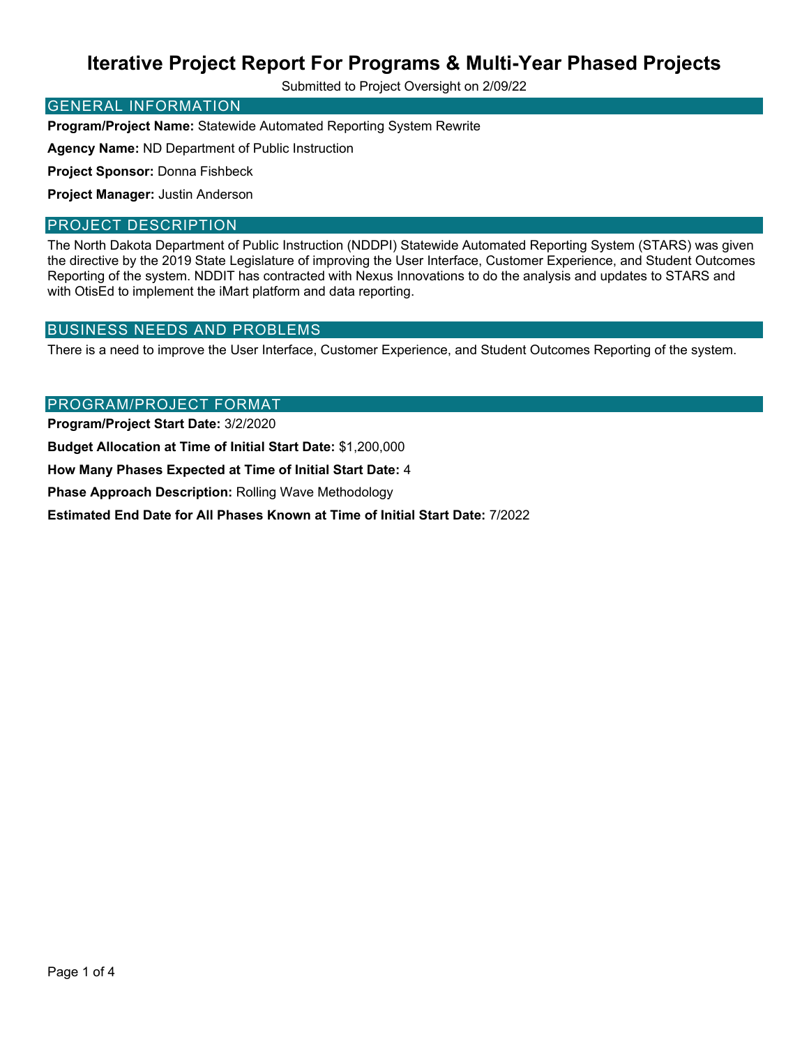# Iterative Project Report For Programs & Multi-Year Phased Projects

Submitted to Project Oversight on 2/09/22

## GENERAL INFORMATION

**Program/Project Name:** Statewide Automated Reporting System Rewrite

**Agency Name:** ND Department of Public Instruction

**Project Sponsor:** Donna Fishbeck

**Project Manager:** Justin Anderson

## PROJECT DESCRIPTION

The North Dakota Department of Public Instruction (NDDPI) Statewide Automated Reporting System (STARS) was given the directive by the 2019 State Legislature of improving the User Interface, Customer Experience, and Student Outcomes Reporting of the system. NDDIT has contracted with Nexus Innovations to do the analysis and updates to STARS and with OtisEd to implement the iMart platform and data reporting.

## BUSINESS NEEDS AND PROBLEMS

There is a need to improve the User Interface, Customer Experience, and Student Outcomes Reporting of the system.

## PROGRAM/PROJECT FORMAT

**Program/Project Start Date:** 3/2/2020

**Budget Allocation at Time of Initial Start Date:** $1,200,000

**How Many Phases Expected at Time of Initial Start Date:** 4

**Phase Approach Description:** Rolling Wave Methodology

**Estimated End Date for All Phases Known at Time of Initial Start Date:** 7/2022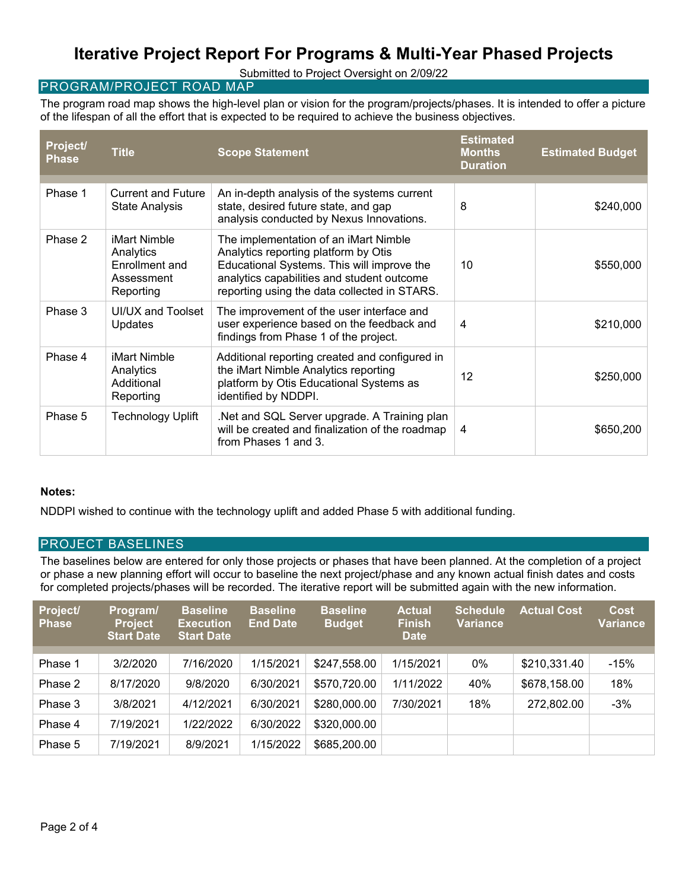# Iterative Project Report For Programs & Multi-Year Phased Projects

Submitted to Project Oversight on 2/09/22

## PROGRAM/PROJECT ROAD MAP

The program road map shows the high-level plan or vision for the program/projects/phases. It is intended to offer a picture of the lifespan of all the effort that is expected to be required to achieve the business objectives.

| Project/ Phase | Title | Scope Statement | Estimated Months Duration | Estimated Budget |
|---|---|---|---|---|
| Phase 1 | Current and Future State Analysis | An in-depth analysis of the systems current state, desired future state, and gap analysis conducted by Nexus Innovations. | 8 | $240,000 |
| Phase 2 | iMart Nimble Analytics Enrollment and Assessment Reporting | The implementation of an iMart Nimble Analytics reporting platform by Otis Educational Systems. This will improve the analytics capabilities and student outcome reporting using the data collected in STARS. | 10 | $550,000 |
| Phase 3 | UI/UX and Toolset Updates | The improvement of the user interface and user experience based on the feedback and findings from Phase 1 of the project. | 4 | $210,000 |
| Phase 4 | iMart Nimble Analytics Additional Reporting | Additional reporting created and configured in the iMart Nimble Analytics reporting platform by Otis Educational Systems as identified by NDDPI. | 12 | $250,000 |
| Phase 5 | Technology Uplift | .Net and SQL Server upgrade. A Training plan will be created and finalization of the roadmap from Phases 1 and 3. | 4 | $650,200 |

**Notes:**

NDDPI wished to continue with the technology uplift and added Phase 5 with additional funding.

## PROJECT BASELINES

The baselines below are entered for only those projects or phases that have been planned. At the completion of a project or phase a new planning effort will occur to baseline the next project/phase and any known actual finish dates and costs for completed projects/phases will be recorded. The iterative report will be submitted again with the new information.

| Project/ Phase | Program/ Project Start Date | Baseline Execution Start Date | Baseline End Date | Baseline Budget | Actual Finish Date | Schedule Variance | Actual Cost | Cost Variance |
|---|---|---|---|---|---|---|---|---|
| Phase 1 | 3/2/2020 | 7/16/2020 | 1/15/2021 | $247,558.00 | 1/15/2021 | 0% | $210,331.40 | -15% |
| Phase 2 | 8/17/2020 | 9/8/2020 | 6/30/2021 | $570,720.00 | 1/11/2022 | 40% | $678,158.00 | 18% |
| Phase 3 | 3/8/2021 | 4/12/2021 | 6/30/2021 | $280,000.00 | 7/30/2021 | 18% | 272,802.00 | -3% |
| Phase 4 | 7/19/2021 | 1/22/2022 | 6/30/2022 | $320,000.00 | | | | |
| Phase 5 | 7/19/2021 | 8/9/2021 | 1/15/2022 | $685,200.00 | | | | |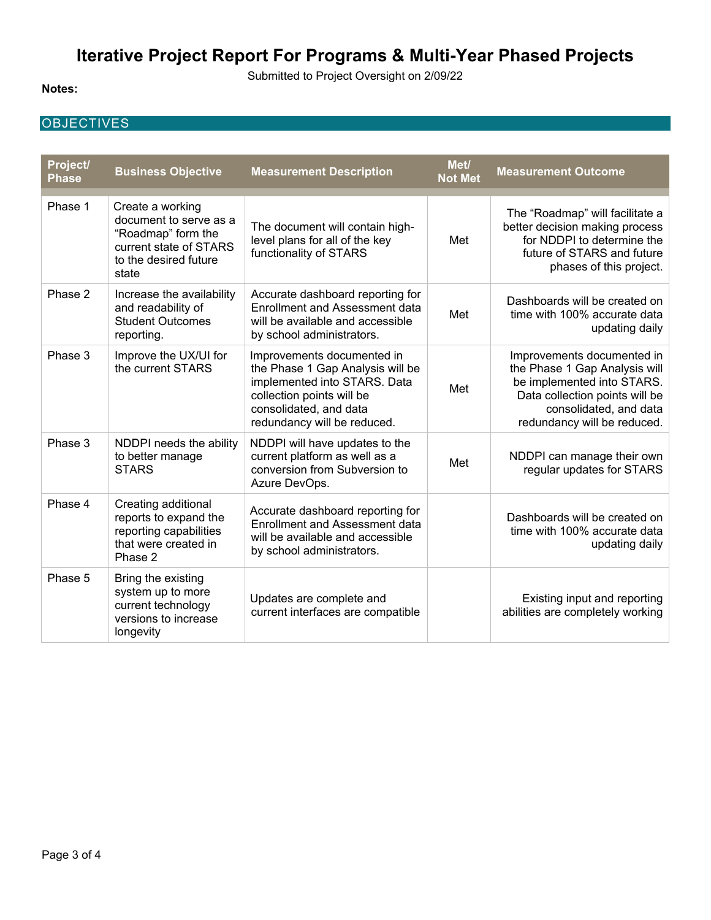# Iterative Project Report For Programs & Multi-Year Phased Projects

Submitted to Project Oversight on 2/09/22

**Notes:**

## OBJECTIVES

| Project/ Phase | Business Objective | Measurement Description | Met/ Not Met | Measurement Outcome |
|---|---|---|---|---|
| Phase 1 | Create a working document to serve as a "Roadmap" form the current state of STARS to the desired future state | The document will contain high-level plans for all of the key functionality of STARS | Met | The "Roadmap" will facilitate a better decision making process for NDDPI to determine the future of STARS and future phases of this project. |
| Phase 2 | Increase the availability and readability of Student Outcomes reporting. | Accurate dashboard reporting for Enrollment and Assessment data will be available and accessible by school administrators. | Met | Dashboards will be created on time with 100% accurate data updating daily |
| Phase 3 | Improve the UX/UI for the current STARS | Improvements documented in the Phase 1 Gap Analysis will be implemented into STARS. Data collection points will be consolidated, and data redundancy will be reduced. | Met | Improvements documented in the Phase 1 Gap Analysis will be implemented into STARS. Data collection points will be consolidated, and data redundancy will be reduced. |
| Phase 3 | NDDPI needs the ability to better manage STARS | NDDPI will have updates to the current platform as well as a conversion from Subversion to Azure DevOps. | Met | NDDPI can manage their own regular updates for STARS |
| Phase 4 | Creating additional reports to expand the reporting capabilities that were created in Phase 2 | Accurate dashboard reporting for Enrollment and Assessment data will be available and accessible by school administrators. | | Dashboards will be created on time with 100% accurate data updating daily |
| Phase 5 | Bring the existing system up to more current technology versions to increase longevity | Updates are complete and current interfaces are compatible | | Existing input and reporting abilities are completely working |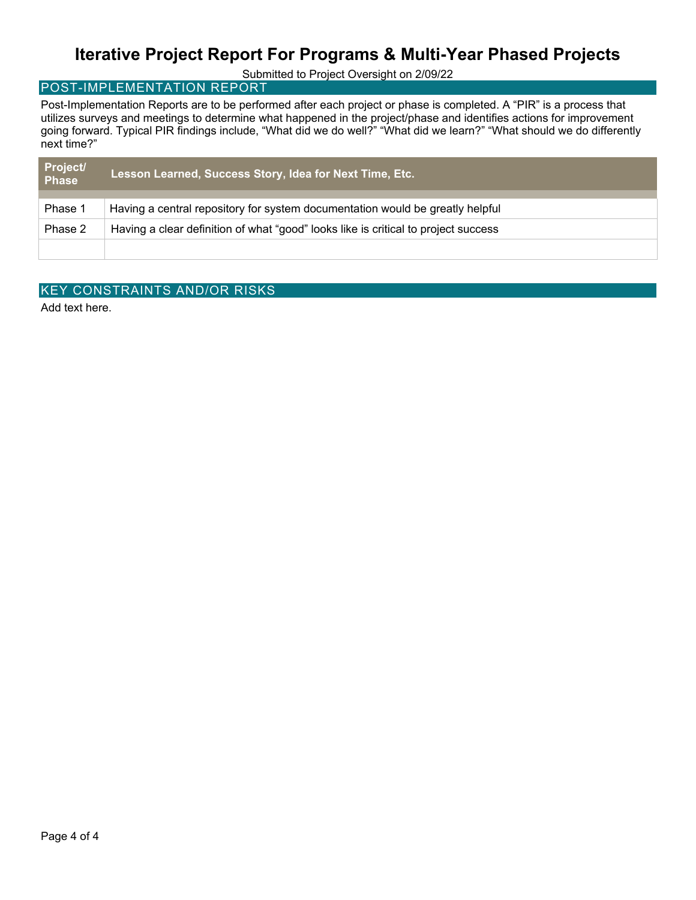# Iterative Project Report For Programs & Multi-Year Phased Projects

Submitted to Project Oversight on 2/09/22

## POST-IMPLEMENTATION REPORT

Post-Implementation Reports are to be performed after each project or phase is completed. A “PIR” is a process that utilizes surveys and meetings to determine what happened in the project/phase and identifies actions for improvement going forward. Typical PIR findings include, “What did we do well?” “What did we learn?” “What should we do differently next time?”

| Project/ Phase | Lesson Learned, Success Story, Idea for Next Time, Etc. |
|---|---|
| Phase 1 | Having a central repository for system documentation would be greatly helpful |
| Phase 2 | Having a clear definition of what “good” looks like is critical to project success |
| | |

## KEY CONSTRAINTS AND/OR RISKS

Add text here.